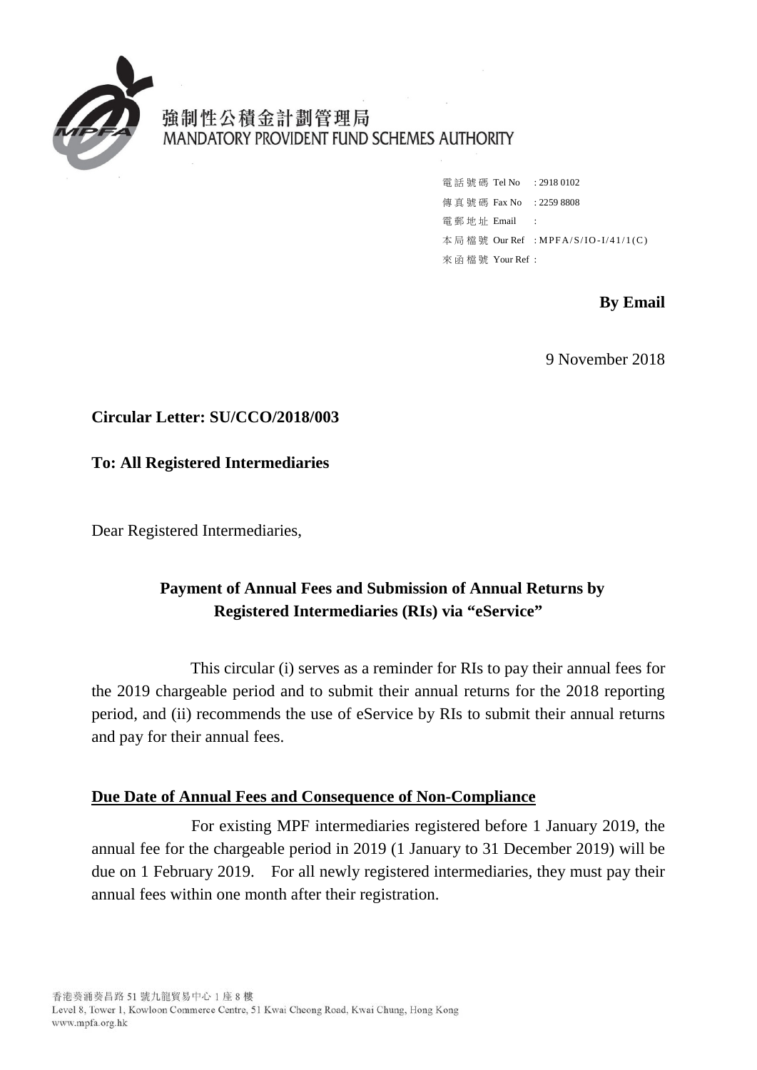強制性公積金計劃管理局
MANDATORY PROVIDENT FUND SCHEMES AUTHORITY

電話號碼 Tel No : 2918 0102
傳真號碼 Fax No : 2259 8808
電郵地址 Email :
本局檔號 Our Ref : MPFA/S/IO-I/41/1(C)
來函檔號 Your Ref :

**By Email**

9 November 2018

**Circular Letter: SU/CCO/2018/003**

**To: All Registered Intermediaries**

Dear Registered Intermediaries,

## Payment of Annual Fees and Submission of Annual Returns by Registered Intermediaries (RIs) via "eService"

This circular (i) serves as a reminder for RIs to pay their annual fees for the 2019 chargeable period and to submit their annual returns for the 2018 reporting period, and (ii) recommends the use of eService by RIs to submit their annual returns and pay for their annual fees.

### Due Date of Annual Fees and Consequence of Non-Compliance

For existing MPF intermediaries registered before 1 January 2019, the annual fee for the chargeable period in 2019 (1 January to 31 December 2019) will be due on 1 February 2019. For all newly registered intermediaries, they must pay their annual fees within one month after their registration.

香港葵涌葵昌路 51 號九龍貿易中心 1 座 8 樓
Level 8, Tower 1, Kowloon Commerce Centre, 51 Kwai Cheong Road, Kwai Chung, Hong Kong
www.mpfa.org.hk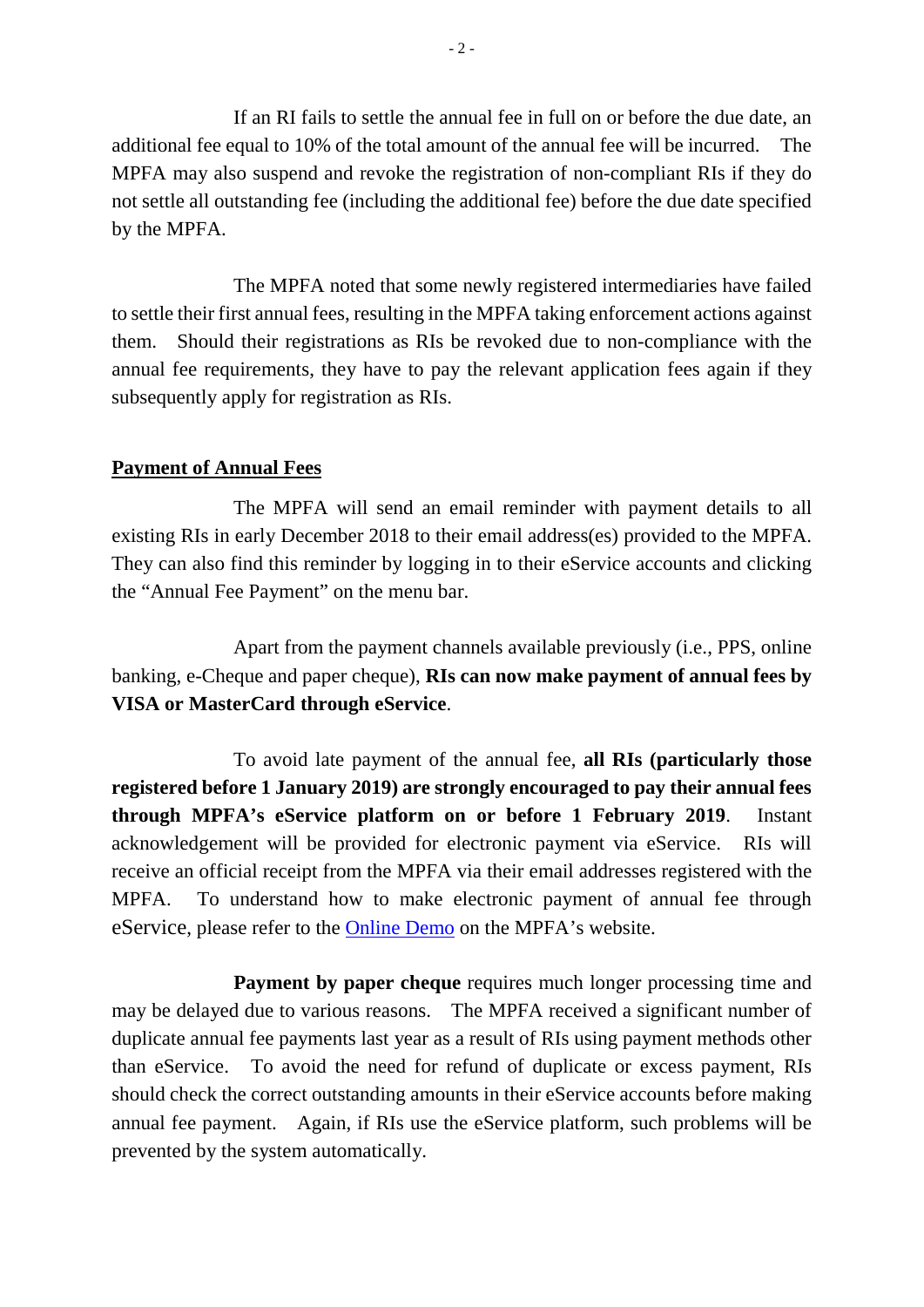If an RI fails to settle the annual fee in full on or before the due date, an additional fee equal to 10% of the total amount of the annual fee will be incurred. The MPFA may also suspend and revoke the registration of non-compliant RIs if they do not settle all outstanding fee (including the additional fee) before the due date specified by the MPFA.

The MPFA noted that some newly registered intermediaries have failed to settle their first annual fees, resulting in the MPFA taking enforcement actions against them. Should their registrations as RIs be revoked due to non-compliance with the annual fee requirements, they have to pay the relevant application fees again if they subsequently apply for registration as RIs.

## Payment of Annual Fees

The MPFA will send an email reminder with payment details to all existing RIs in early December 2018 to their email address(es) provided to the MPFA. They can also find this reminder by logging in to their eService accounts and clicking the "Annual Fee Payment" on the menu bar.

Apart from the payment channels available previously (i.e., PPS, online banking, e-Cheque and paper cheque), **RIs can now make payment of annual fees by VISA or MasterCard through eService**.

To avoid late payment of the annual fee, **all RIs (particularly those registered before 1 January 2019) are strongly encouraged to pay their annual fees through MPFA's eService platform on or before 1 February 2019**. Instant acknowledgement will be provided for electronic payment via eService. RIs will receive an official receipt from the MPFA via their email addresses registered with the MPFA. To understand how to make electronic payment of annual fee through eService, please refer to the Online Demo on the MPFA's website.

**Payment by paper cheque** requires much longer processing time and may be delayed due to various reasons. The MPFA received a significant number of duplicate annual fee payments last year as a result of RIs using payment methods other than eService. To avoid the need for refund of duplicate or excess payment, RIs should check the correct outstanding amounts in their eService accounts before making annual fee payment. Again, if RIs use the eService platform, such problems will be prevented by the system automatically.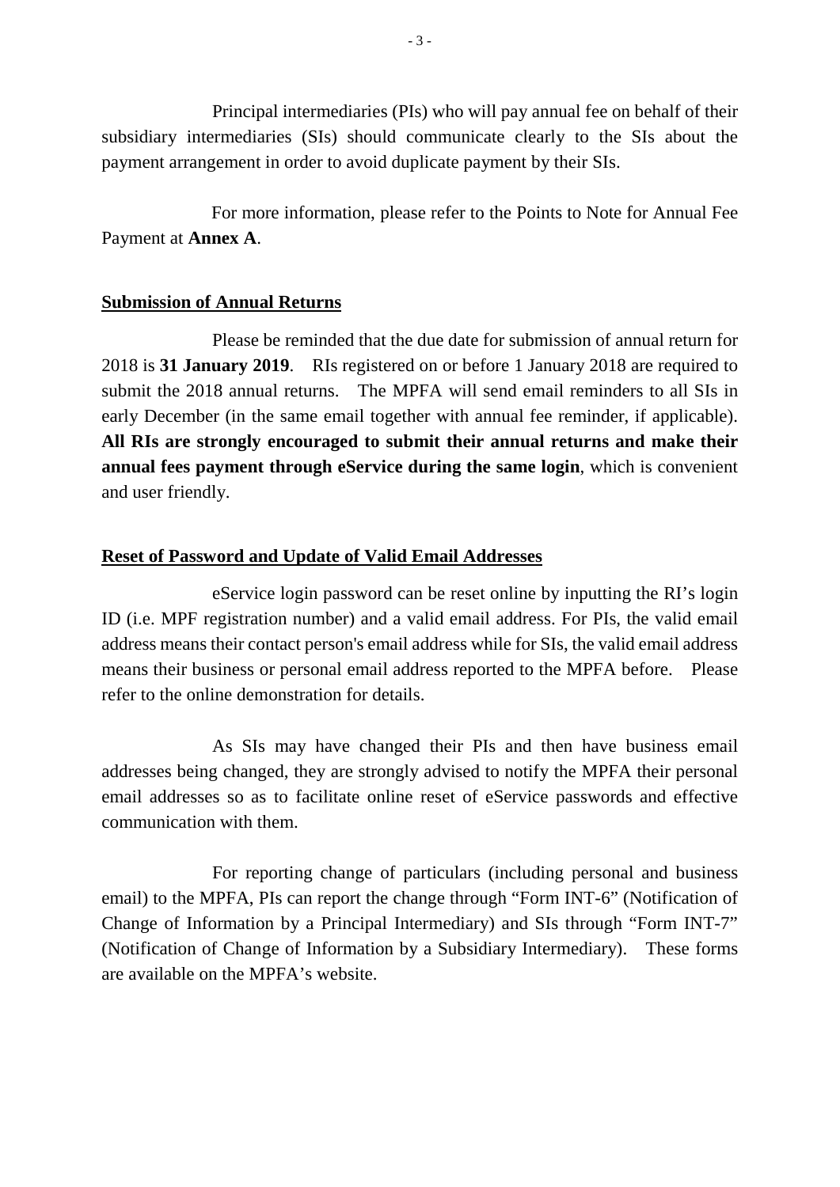Principal intermediaries (PIs) who will pay annual fee on behalf of their subsidiary intermediaries (SIs) should communicate clearly to the SIs about the payment arrangement in order to avoid duplicate payment by their SIs.

For more information, please refer to the Points to Note for Annual Fee Payment at **Annex A**.

## Submission of Annual Returns

Please be reminded that the due date for submission of annual return for 2018 is **31 January 2019**. RIs registered on or before 1 January 2018 are required to submit the 2018 annual returns. The MPFA will send email reminders to all SIs in early December (in the same email together with annual fee reminder, if applicable). **All RIs are strongly encouraged to submit their annual returns and make their annual fees payment through eService during the same login**, which is convenient and user friendly.

## Reset of Password and Update of Valid Email Addresses

eService login password can be reset online by inputting the RI's login ID (i.e. MPF registration number) and a valid email address. For PIs, the valid email address means their contact person's email address while for SIs, the valid email address means their business or personal email address reported to the MPFA before. Please refer to the online demonstration for details.

As SIs may have changed their PIs and then have business email addresses being changed, they are strongly advised to notify the MPFA their personal email addresses so as to facilitate online reset of eService passwords and effective communication with them.

For reporting change of particulars (including personal and business email) to the MPFA, PIs can report the change through "Form INT-6" (Notification of Change of Information by a Principal Intermediary) and SIs through "Form INT-7" (Notification of Change of Information by a Subsidiary Intermediary). These forms are available on the MPFA's website.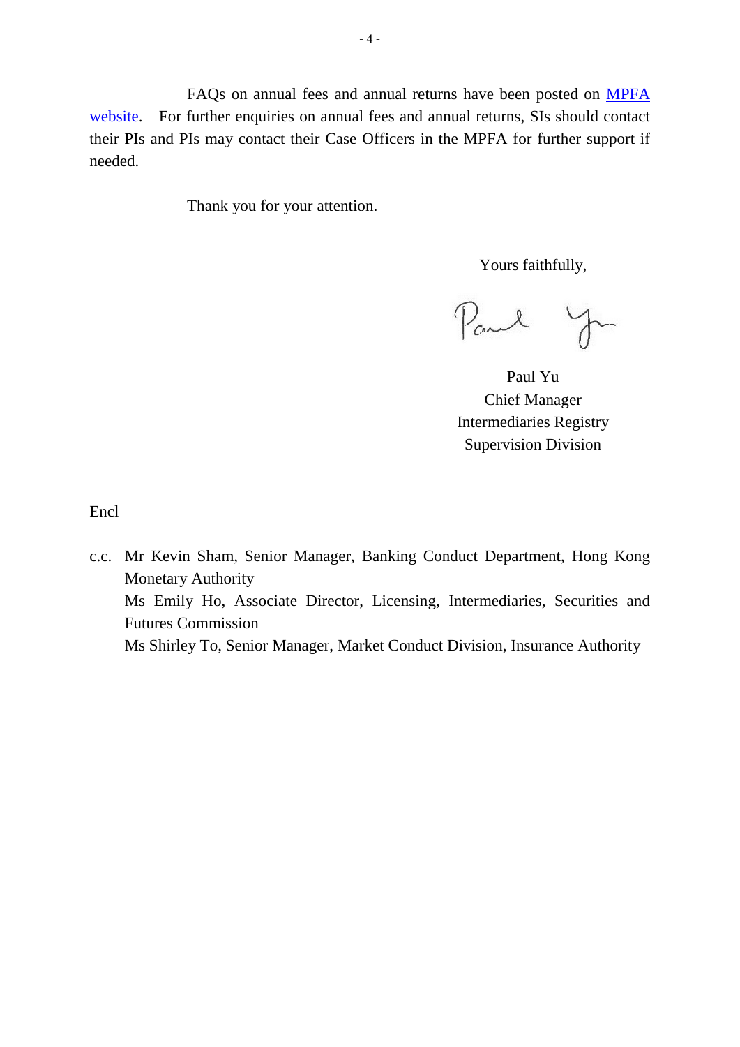FAQs on annual fees and annual returns have been posted on [MPFA website](). For further enquiries on annual fees and annual returns, SIs should contact their PIs and PIs may contact their Case Officers in the MPFA for further support if needed.

Thank you for your attention.

Yours faithfully,

Paul Yu
Chief Manager
Intermediaries Registry
Supervision Division

Encl

c.c. Mr Kevin Sham, Senior Manager, Banking Conduct Department, Hong Kong Monetary Authority
Ms Emily Ho, Associate Director, Licensing, Intermediaries, Securities and Futures Commission
Ms Shirley To, Senior Manager, Market Conduct Division, Insurance Authority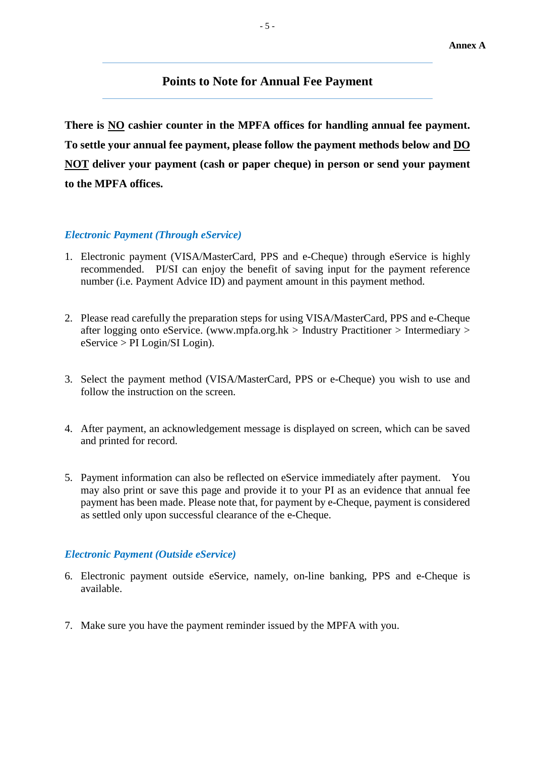**Annex A**

## Points to Note for Annual Fee Payment

**There is <u>NO</u> cashier counter in the MPFA offices for handling annual fee payment. To settle your annual fee payment, please follow the payment methods below and <u>DO NOT</u> deliver your payment (cash or paper cheque) in person or send your payment to the MPFA offices.**

### *Electronic Payment (Through eService)*

1. Electronic payment (VISA/MasterCard, PPS and e-Cheque) through eService is highly recommended. PI/SI can enjoy the benefit of saving input for the payment reference number (i.e. Payment Advice ID) and payment amount in this payment method.

2. Please read carefully the preparation steps for using VISA/MasterCard, PPS and e-Cheque after logging onto eService. (www.mpfa.org.hk > Industry Practitioner > Intermediary > eService > PI Login/SI Login).

3. Select the payment method (VISA/MasterCard, PPS or e-Cheque) you wish to use and follow the instruction on the screen.

4. After payment, an acknowledgement message is displayed on screen, which can be saved and printed for record.

5. Payment information can also be reflected on eService immediately after payment. You may also print or save this page and provide it to your PI as an evidence that annual fee payment has been made. Please note that, for payment by e-Cheque, payment is considered as settled only upon successful clearance of the e-Cheque.

### *Electronic Payment (Outside eService)*

6. Electronic payment outside eService, namely, on-line banking, PPS and e-Cheque is available.

7. Make sure you have the payment reminder issued by the MPFA with you.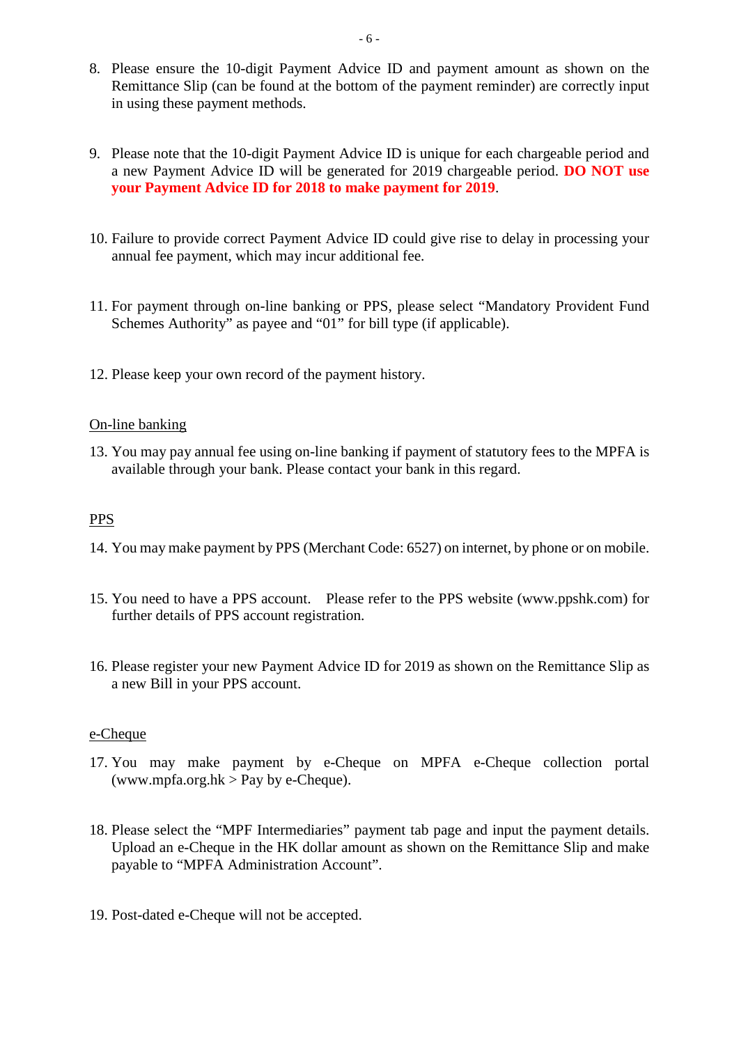8. Please ensure the 10-digit Payment Advice ID and payment amount as shown on the Remittance Slip (can be found at the bottom of the payment reminder) are correctly input in using these payment methods.

9. Please note that the 10-digit Payment Advice ID is unique for each chargeable period and a new Payment Advice ID will be generated for 2019 chargeable period. **DO NOT use your Payment Advice ID for 2018 to make payment for 2019**.

10. Failure to provide correct Payment Advice ID could give rise to delay in processing your annual fee payment, which may incur additional fee.

11. For payment through on-line banking or PPS, please select "Mandatory Provident Fund Schemes Authority" as payee and "01" for bill type (if applicable).

12. Please keep your own record of the payment history.

On-line banking

13. You may pay annual fee using on-line banking if payment of statutory fees to the MPFA is available through your bank. Please contact your bank in this regard.

PPS

14. You may make payment by PPS (Merchant Code: 6527) on internet, by phone or on mobile.

15. You need to have a PPS account. Please refer to the PPS website (www.ppshk.com) for further details of PPS account registration.

16. Please register your new Payment Advice ID for 2019 as shown on the Remittance Slip as a new Bill in your PPS account.

e-Cheque

17. You may make payment by e-Cheque on MPFA e-Cheque collection portal (www.mpfa.org.hk > Pay by e-Cheque).

18. Please select the "MPF Intermediaries" payment tab page and input the payment details. Upload an e-Cheque in the HK dollar amount as shown on the Remittance Slip and make payable to "MPFA Administration Account".

19. Post-dated e-Cheque will not be accepted.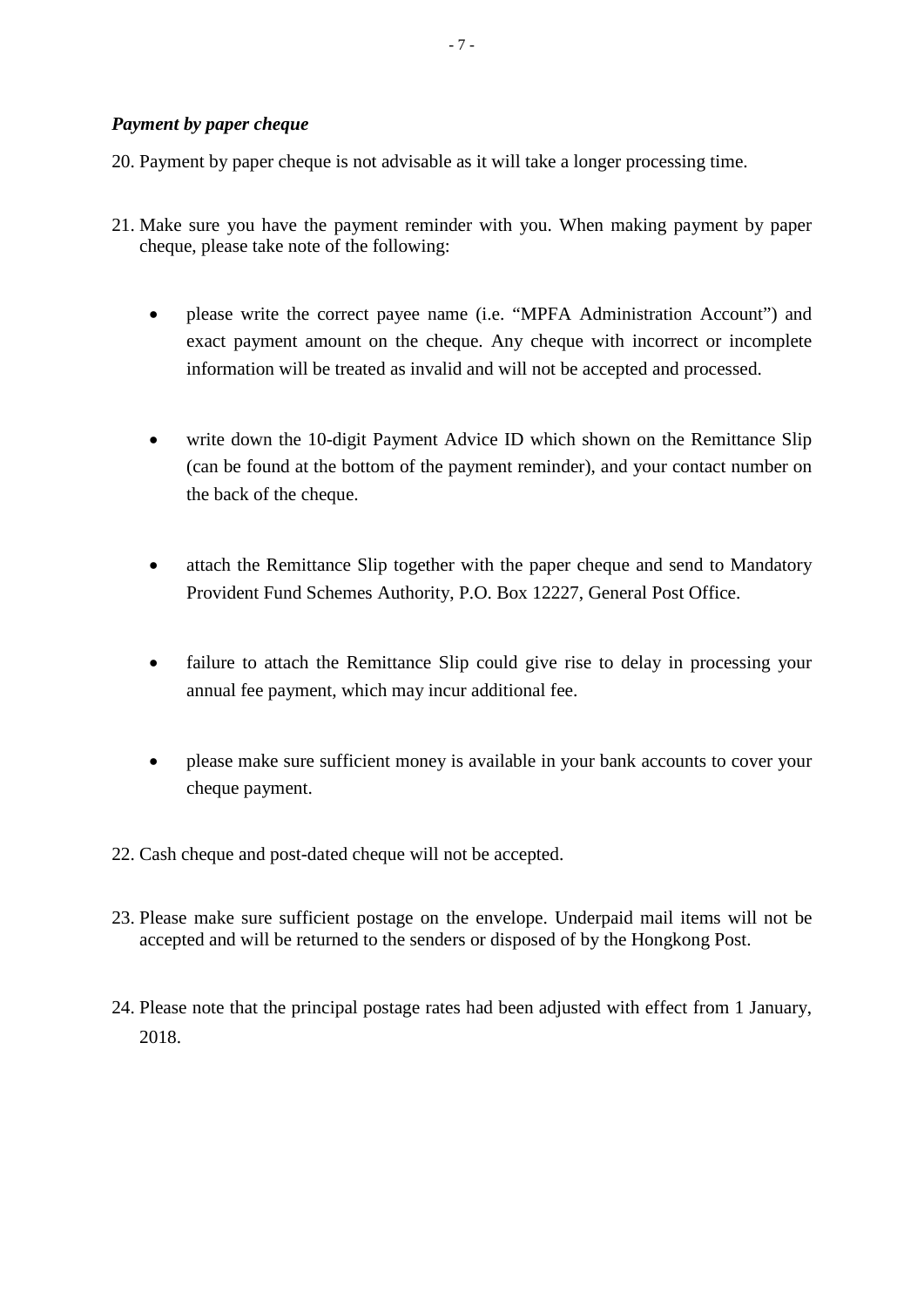***Payment by paper cheque***

20. Payment by paper cheque is not advisable as it will take a longer processing time.

21. Make sure you have the payment reminder with you. When making payment by paper cheque, please take note of the following:

    - please write the correct payee name (i.e. "MPFA Administration Account") and exact payment amount on the cheque. Any cheque with incorrect or incomplete information will be treated as invalid and will not be accepted and processed.

    - write down the 10-digit Payment Advice ID which shown on the Remittance Slip (can be found at the bottom of the payment reminder), and your contact number on the back of the cheque.

    - attach the Remittance Slip together with the paper cheque and send to Mandatory Provident Fund Schemes Authority, P.O. Box 12227, General Post Office.

    - failure to attach the Remittance Slip could give rise to delay in processing your annual fee payment, which may incur additional fee.

    - please make sure sufficient money is available in your bank accounts to cover your cheque payment.

22. Cash cheque and post-dated cheque will not be accepted.

23. Please make sure sufficient postage on the envelope. Underpaid mail items will not be accepted and will be returned to the senders or disposed of by the Hongkong Post.

24. Please note that the principal postage rates had been adjusted with effect from 1 January, 2018.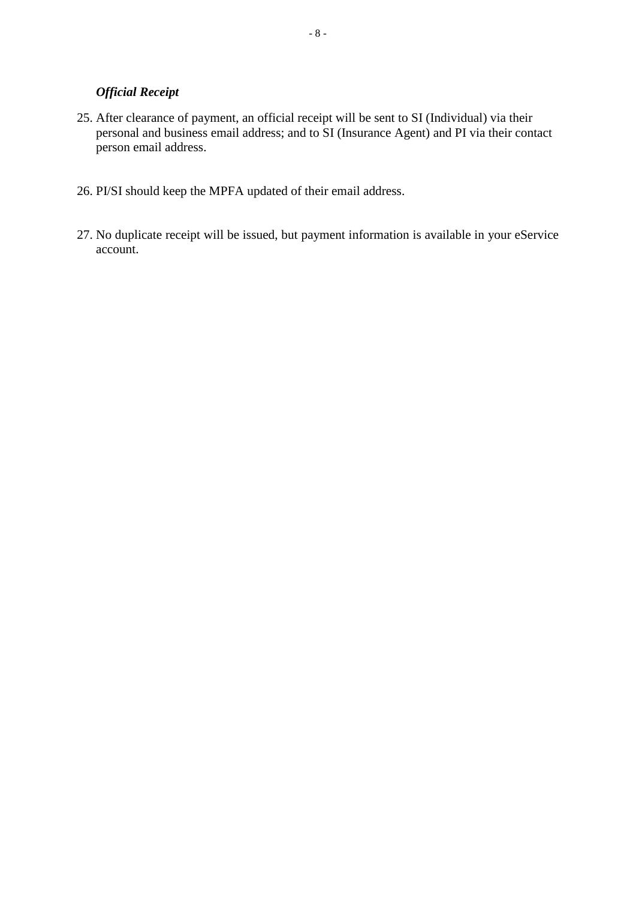***Official Receipt***

25. After clearance of payment, an official receipt will be sent to SI (Individual) via their personal and business email address; and to SI (Insurance Agent) and PI via their contact person email address.

26. PI/SI should keep the MPFA updated of their email address.

27. No duplicate receipt will be issued, but payment information is available in your eService account.